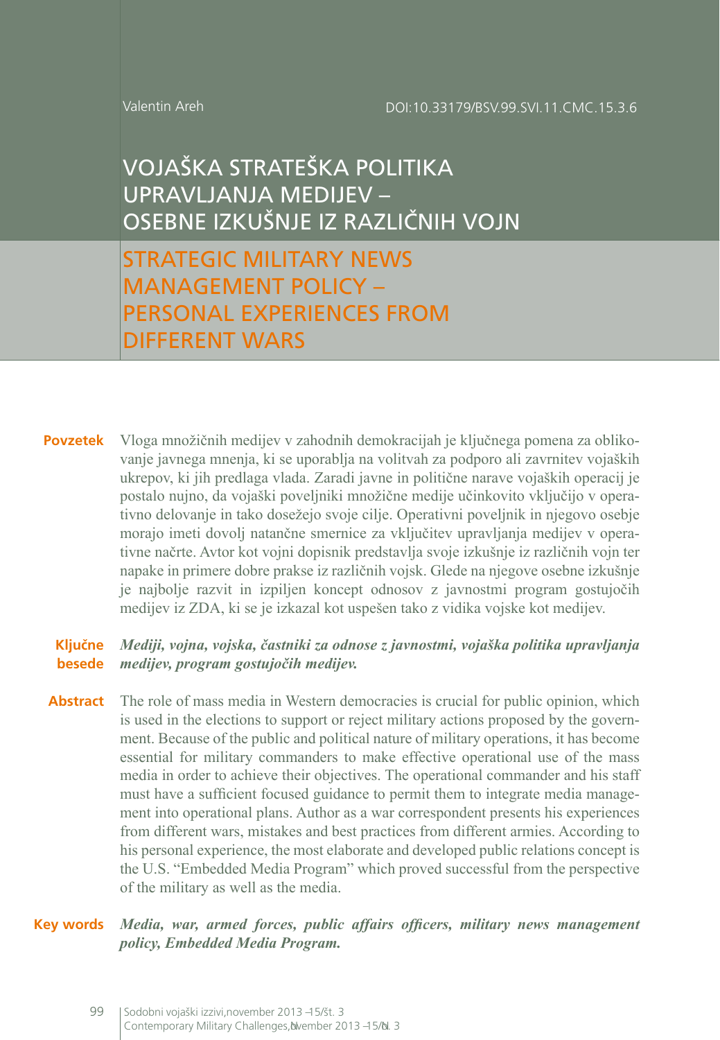Valentin Areh

DOI:10.33179/BSV.99.SVI.11.CMC.15.3.6

# VOJAŠKA STRATEŠKA POLITIKA UPRAVLJANJA MEDIJEV – OSEBNE IZKUŠNJE IZ RAZLIČNIH VOJN

# STRATEGIC MILITARY NEWS MANAGEMENT POLICY – PERSONAL EXPERIENCES FROM DIFFERENT WARS

**Povzetek** Vloga množičnih medijev v zahodnih demokracijah je ključnega pomena za oblikovanje javnega mnenja, ki se uporablja na volitvah za podporo ali zavrnitev vojaških ukrepov, ki jih predlaga vlada. Zaradi javne in politične narave vojaških operacij je postalo nujno, da vojaški poveljniki množične medije učinkovito vključijo v operativno delovanje in tako dosežejo svoje cilje. Operativni poveljnik in njegovo osebje morajo imeti dovolj natančne smernice za vključitev upravljanja medijev v operativne načrte. Avtor kot vojni dopisnik predstavlja svoje izkušnje iz različnih vojn ter napake in primere dobre prakse iz različnih vojsk. Glede na njegove osebne izkušnje je najbolje razvit in izpiljen koncept odnosov z javnostmi program gostujočih medijev iz ZDA, ki se je izkazal kot uspešen tako z vidika vojske kot medijev.

**Ključne besede** ***Mediji, vojna, vojska, častniki za odnose z javnostmi, vojaška politika upravljanja medijev, program gostujočih medijev.***

**Abstract** The role of mass media in Western democracies is crucial for public opinion, which is used in the elections to support or reject military actions proposed by the government. Because of the public and political nature of military operations, it has become essential for military commanders to make effective operational use of the mass media in order to achieve their objectives. The operational commander and his staff must have a sufficient focused guidance to permit them to integrate media management into operational plans. Author as a war correspondent presents his experiences from different wars, mistakes and best practices from different armies. According to his personal experience, the most elaborate and developed public relations concept is the U.S. "Embedded Media Program" which proved successful from the perspective of the military as well as the media.

**Key words** ***Media, war, armed forces, public affairs officers, military news management policy, Embedded Media Program.***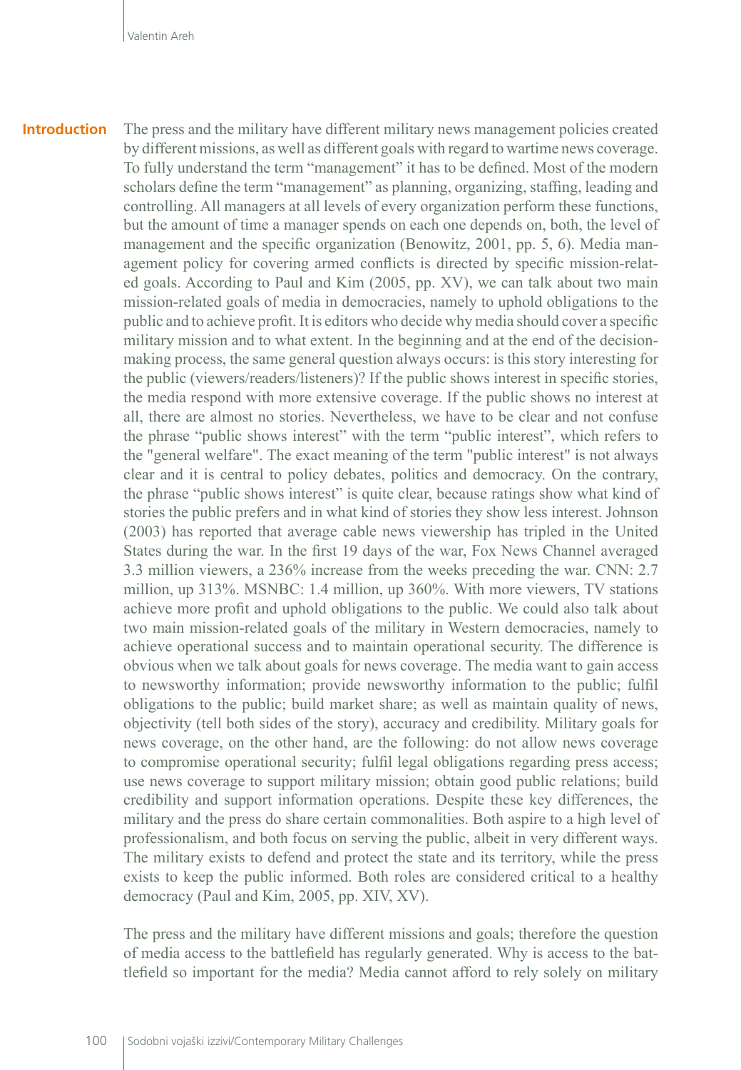## Introduction

The press and the military have different military news management policies created by different missions, as well as different goals with regard to wartime news coverage. To fully understand the term "management" it has to be defined. Most of the modern scholars define the term "management" as planning, organizing, staffing, leading and controlling. All managers at all levels of every organization perform these functions, but the amount of time a manager spends on each one depends on, both, the level of management and the specific organization (Benowitz, 2001, pp. 5, 6). Media management policy for covering armed conflicts is directed by specific mission-related goals. According to Paul and Kim (2005, pp. XV), we can talk about two main mission-related goals of media in democracies, namely to uphold obligations to the public and to achieve profit. It is editors who decide why media should cover a specific military mission and to what extent. In the beginning and at the end of the decision-making process, the same general question always occurs: is this story interesting for the public (viewers/readers/listeners)? If the public shows interest in specific stories, the media respond with more extensive coverage. If the public shows no interest at all, there are almost no stories. Nevertheless, we have to be clear and not confuse the phrase "public shows interest" with the term "public interest", which refers to the "general welfare". The exact meaning of the term "public interest" is not always clear and it is central to policy debates, politics and democracy. On the contrary, the phrase "public shows interest" is quite clear, because ratings show what kind of stories the public prefers and in what kind of stories they show less interest. Johnson (2003) has reported that average cable news viewership has tripled in the United States during the war. In the first 19 days of the war, Fox News Channel averaged 3.3 million viewers, a 236% increase from the weeks preceding the war. CNN: 2.7 million, up 313%. MSNBC: 1.4 million, up 360%. With more viewers, TV stations achieve more profit and uphold obligations to the public. We could also talk about two main mission-related goals of the military in Western democracies, namely to achieve operational success and to maintain operational security. The difference is obvious when we talk about goals for news coverage. The media want to gain access to newsworthy information; provide newsworthy information to the public; fulfil obligations to the public; build market share; as well as maintain quality of news, objectivity (tell both sides of the story), accuracy and credibility. Military goals for news coverage, on the other hand, are the following: do not allow news coverage to compromise operational security; fulfil legal obligations regarding press access; use news coverage to support military mission; obtain good public relations; build credibility and support information operations. Despite these key differences, the military and the press do share certain commonalities. Both aspire to a high level of professionalism, and both focus on serving the public, albeit in very different ways. The military exists to defend and protect the state and its territory, while the press exists to keep the public informed. Both roles are considered critical to a healthy democracy (Paul and Kim, 2005, pp. XIV, XV).

The press and the military have different missions and goals; therefore the question of media access to the battlefield has regularly generated. Why is access to the battlefield so important for the media? Media cannot afford to rely solely on military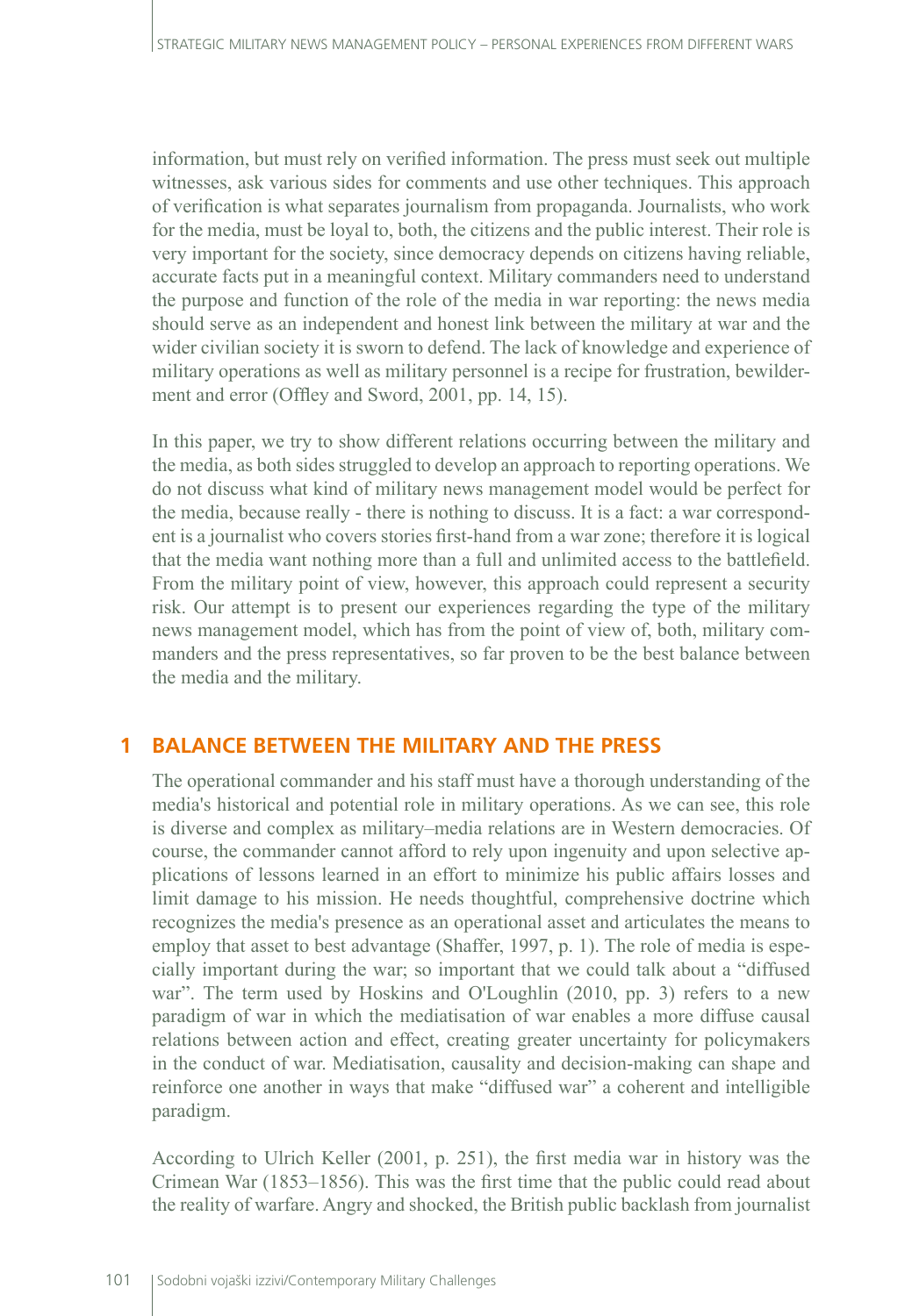information, but must rely on verified information. The press must seek out multiple witnesses, ask various sides for comments and use other techniques. This approach of verification is what separates journalism from propaganda. Journalists, who work for the media, must be loyal to, both, the citizens and the public interest. Their role is very important for the society, since democracy depends on citizens having reliable, accurate facts put in a meaningful context. Military commanders need to understand the purpose and function of the role of the media in war reporting: the news media should serve as an independent and honest link between the military at war and the wider civilian society it is sworn to defend. The lack of knowledge and experience of military operations as well as military personnel is a recipe for frustration, bewilderment and error (Offley and Sword, 2001, pp. 14, 15).

In this paper, we try to show different relations occurring between the military and the media, as both sides struggled to develop an approach to reporting operations. We do not discuss what kind of military news management model would be perfect for the media, because really - there is nothing to discuss. It is a fact: a war correspondent is a journalist who covers stories first-hand from a war zone; therefore it is logical that the media want nothing more than a full and unlimited access to the battlefield. From the military point of view, however, this approach could represent a security risk. Our attempt is to present our experiences regarding the type of the military news management model, which has from the point of view of, both, military commanders and the press representatives, so far proven to be the best balance between the media and the military.

## 1 BALANCE BETWEEN THE MILITARY AND THE PRESS

The operational commander and his staff must have a thorough understanding of the media's historical and potential role in military operations. As we can see, this role is diverse and complex as military–media relations are in Western democracies. Of course, the commander cannot afford to rely upon ingenuity and upon selective applications of lessons learned in an effort to minimize his public affairs losses and limit damage to his mission. He needs thoughtful, comprehensive doctrine which recognizes the media's presence as an operational asset and articulates the means to employ that asset to best advantage (Shaffer, 1997, p. 1). The role of media is especially important during the war; so important that we could talk about a "diffused war". The term used by Hoskins and O'Loughlin (2010, pp. 3) refers to a new paradigm of war in which the mediatisation of war enables a more diffuse causal relations between action and effect, creating greater uncertainty for policymakers in the conduct of war. Mediatisation, causality and decision-making can shape and reinforce one another in ways that make "diffused war" a coherent and intelligible paradigm.

According to Ulrich Keller (2001, p. 251), the first media war in history was the Crimean War (1853–1856). This was the first time that the public could read about the reality of warfare. Angry and shocked, the British public backlash from journalist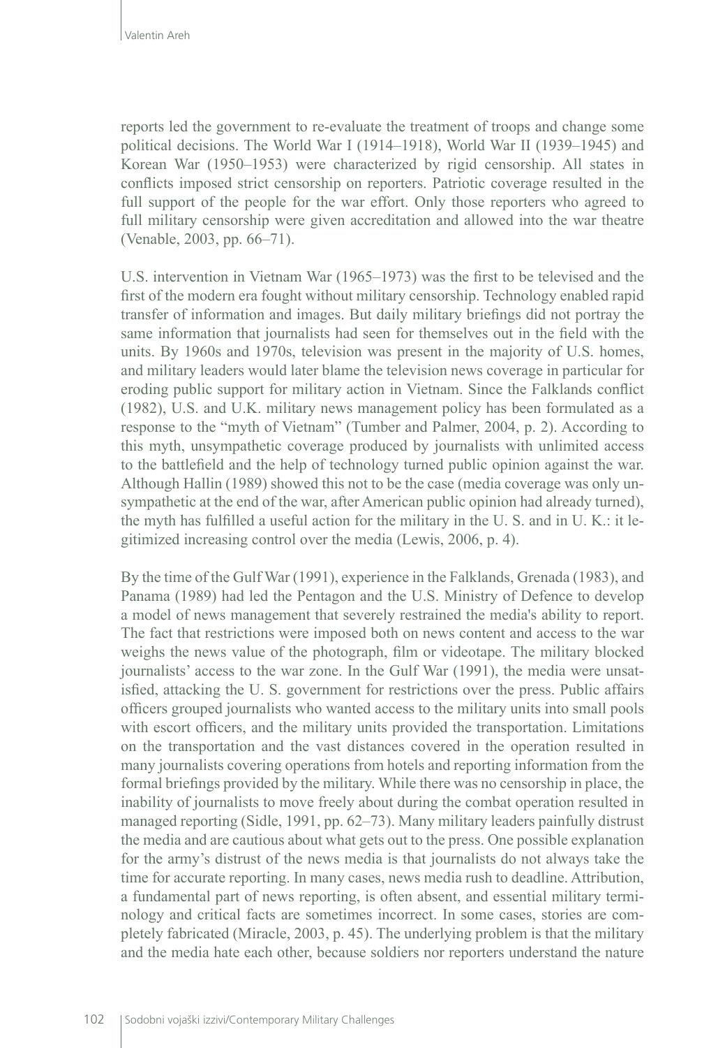reports led the government to re-evaluate the treatment of troops and change some political decisions. The World War I (1914–1918), World War II (1939–1945) and Korean War (1950–1953) were characterized by rigid censorship. All states in conflicts imposed strict censorship on reporters. Patriotic coverage resulted in the full support of the people for the war effort. Only those reporters who agreed to full military censorship were given accreditation and allowed into the war theatre (Venable, 2003, pp. 66–71).

U.S. intervention in Vietnam War (1965–1973) was the first to be televised and the first of the modern era fought without military censorship. Technology enabled rapid transfer of information and images. But daily military briefings did not portray the same information that journalists had seen for themselves out in the field with the units. By 1960s and 1970s, television was present in the majority of U.S. homes, and military leaders would later blame the television news coverage in particular for eroding public support for military action in Vietnam. Since the Falklands conflict (1982), U.S. and U.K. military news management policy has been formulated as a response to the "myth of Vietnam" (Tumber and Palmer, 2004, p. 2). According to this myth, unsympathetic coverage produced by journalists with unlimited access to the battlefield and the help of technology turned public opinion against the war. Although Hallin (1989) showed this not to be the case (media coverage was only unsympathetic at the end of the war, after American public opinion had already turned), the myth has fulfilled a useful action for the military in the U. S. and in U. K.: it legitimized increasing control over the media (Lewis, 2006, p. 4).

By the time of the Gulf War (1991), experience in the Falklands, Grenada (1983), and Panama (1989) had led the Pentagon and the U.S. Ministry of Defence to develop a model of news management that severely restrained the media's ability to report. The fact that restrictions were imposed both on news content and access to the war weighs the news value of the photograph, film or videotape. The military blocked journalists' access to the war zone. In the Gulf War (1991), the media were unsatisfied, attacking the U. S. government for restrictions over the press. Public affairs officers grouped journalists who wanted access to the military units into small pools with escort officers, and the military units provided the transportation. Limitations on the transportation and the vast distances covered in the operation resulted in many journalists covering operations from hotels and reporting information from the formal briefings provided by the military. While there was no censorship in place, the inability of journalists to move freely about during the combat operation resulted in managed reporting (Sidle, 1991, pp. 62–73). Many military leaders painfully distrust the media and are cautious about what gets out to the press. One possible explanation for the army's distrust of the news media is that journalists do not always take the time for accurate reporting. In many cases, news media rush to deadline. Attribution, a fundamental part of news reporting, is often absent, and essential military terminology and critical facts are sometimes incorrect. In some cases, stories are completely fabricated (Miracle, 2003, p. 45). The underlying problem is that the military and the media hate each other, because soldiers nor reporters understand the nature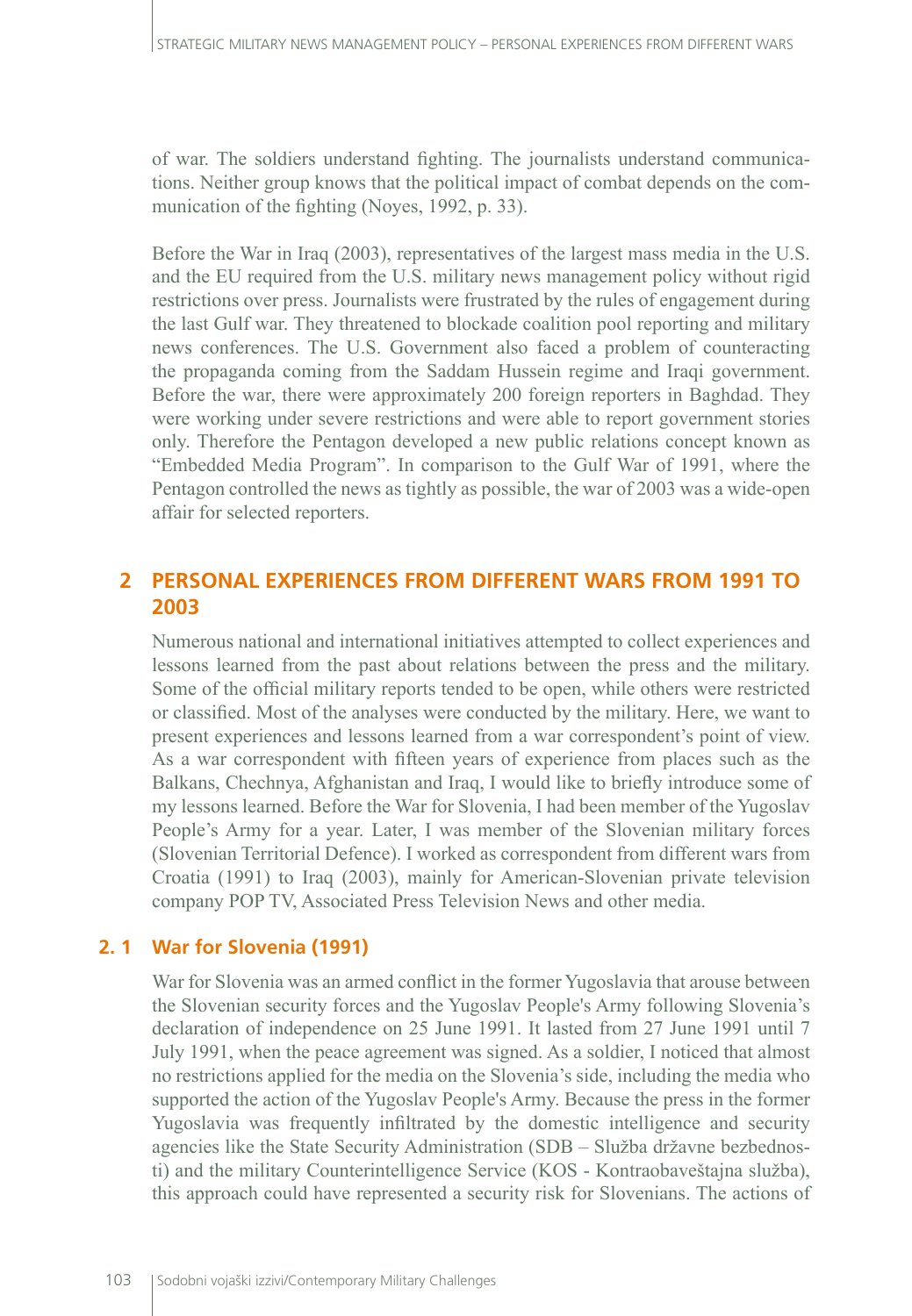of war. The soldiers understand fighting. The journalists understand communications. Neither group knows that the political impact of combat depends on the communication of the fighting (Noyes, 1992, p. 33).

Before the War in Iraq (2003), representatives of the largest mass media in the U.S. and the EU required from the U.S. military news management policy without rigid restrictions over press. Journalists were frustrated by the rules of engagement during the last Gulf war. They threatened to blockade coalition pool reporting and military news conferences. The U.S. Government also faced a problem of counteracting the propaganda coming from the Saddam Hussein regime and Iraqi government. Before the war, there were approximately 200 foreign reporters in Baghdad. They were working under severe restrictions and were able to report government stories only. Therefore the Pentagon developed a new public relations concept known as "Embedded Media Program". In comparison to the Gulf War of 1991, where the Pentagon controlled the news as tightly as possible, the war of 2003 was a wide-open affair for selected reporters.

## 2 PERSONAL EXPERIENCES FROM DIFFERENT WARS FROM 1991 TO 2003

Numerous national and international initiatives attempted to collect experiences and lessons learned from the past about relations between the press and the military. Some of the official military reports tended to be open, while others were restricted or classified. Most of the analyses were conducted by the military. Here, we want to present experiences and lessons learned from a war correspondent's point of view. As a war correspondent with fifteen years of experience from places such as the Balkans, Chechnya, Afghanistan and Iraq, I would like to briefly introduce some of my lessons learned. Before the War for Slovenia, I had been member of the Yugoslav People's Army for a year. Later, I was member of the Slovenian military forces (Slovenian Territorial Defence). I worked as correspondent from different wars from Croatia (1991) to Iraq (2003), mainly for American-Slovenian private television company POP TV, Associated Press Television News and other media.

### 2. 1 War for Slovenia (1991)

War for Slovenia was an armed conflict in the former Yugoslavia that arouse between the Slovenian security forces and the Yugoslav People's Army following Slovenia's declaration of independence on 25 June 1991. It lasted from 27 June 1991 until 7 July 1991, when the peace agreement was signed. As a soldier, I noticed that almost no restrictions applied for the media on the Slovenia's side, including the media who supported the action of the Yugoslav People's Army. Because the press in the former Yugoslavia was frequently infiltrated by the domestic intelligence and security agencies like the State Security Administration (SDB – Služba državne bezbednosti) and the military Counterintelligence Service (KOS - Kontraobaveštajna služba), this approach could have represented a security risk for Slovenians. The actions of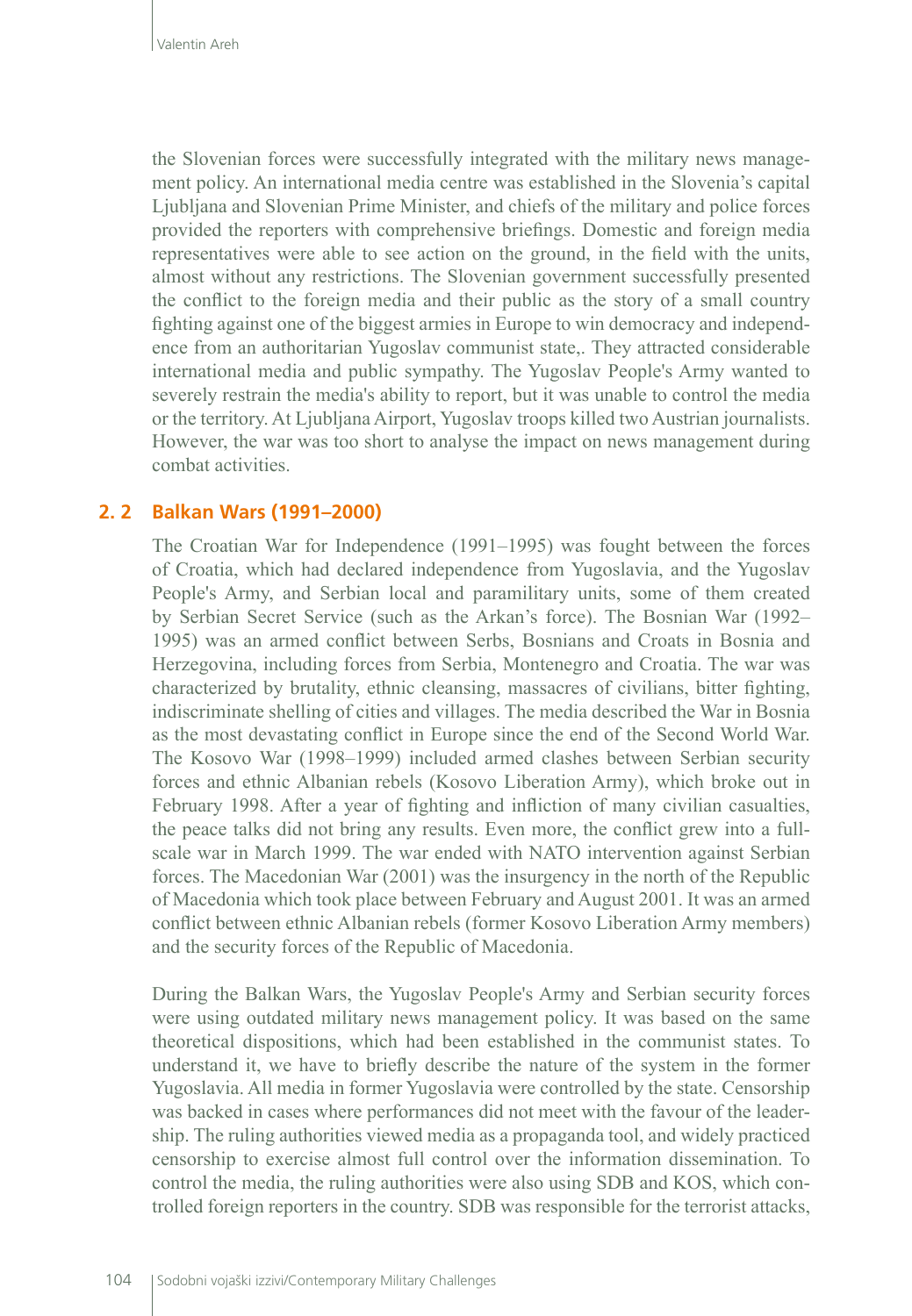the Slovenian forces were successfully integrated with the military news management policy. An international media centre was established in the Slovenia's capital Ljubljana and Slovenian Prime Minister, and chiefs of the military and police forces provided the reporters with comprehensive briefings. Domestic and foreign media representatives were able to see action on the ground, in the field with the units, almost without any restrictions. The Slovenian government successfully presented the conflict to the foreign media and their public as the story of a small country fighting against one of the biggest armies in Europe to win democracy and independence from an authoritarian Yugoslav communist state,. They attracted considerable international media and public sympathy. The Yugoslav People's Army wanted to severely restrain the media's ability to report, but it was unable to control the media or the territory. At Ljubljana Airport, Yugoslav troops killed two Austrian journalists. However, the war was too short to analyse the impact on news management during combat activities.

## 2. 2 Balkan Wars (1991–2000)

The Croatian War for Independence (1991–1995) was fought between the forces of Croatia, which had declared independence from Yugoslavia, and the Yugoslav People's Army, and Serbian local and paramilitary units, some of them created by Serbian Secret Service (such as the Arkan's force). The Bosnian War (1992–1995) was an armed conflict between Serbs, Bosnians and Croats in Bosnia and Herzegovina, including forces from Serbia, Montenegro and Croatia. The war was characterized by brutality, ethnic cleansing, massacres of civilians, bitter fighting, indiscriminate shelling of cities and villages. The media described the War in Bosnia as the most devastating conflict in Europe since the end of the Second World War. The Kosovo War (1998–1999) included armed clashes between Serbian security forces and ethnic Albanian rebels (Kosovo Liberation Army), which broke out in February 1998. After a year of fighting and infliction of many civilian casualties, the peace talks did not bring any results. Even more, the conflict grew into a full-scale war in March 1999. The war ended with NATO intervention against Serbian forces. The Macedonian War (2001) was the insurgency in the north of the Republic of Macedonia which took place between February and August 2001. It was an armed conflict between ethnic Albanian rebels (former Kosovo Liberation Army members) and the security forces of the Republic of Macedonia.

During the Balkan Wars, the Yugoslav People's Army and Serbian security forces were using outdated military news management policy. It was based on the same theoretical dispositions, which had been established in the communist states. To understand it, we have to briefly describe the nature of the system in the former Yugoslavia. All media in former Yugoslavia were controlled by the state. Censorship was backed in cases where performances did not meet with the favour of the leadership. The ruling authorities viewed media as a propaganda tool, and widely practiced censorship to exercise almost full control over the information dissemination. To control the media, the ruling authorities were also using SDB and KOS, which controlled foreign reporters in the country. SDB was responsible for the terrorist attacks,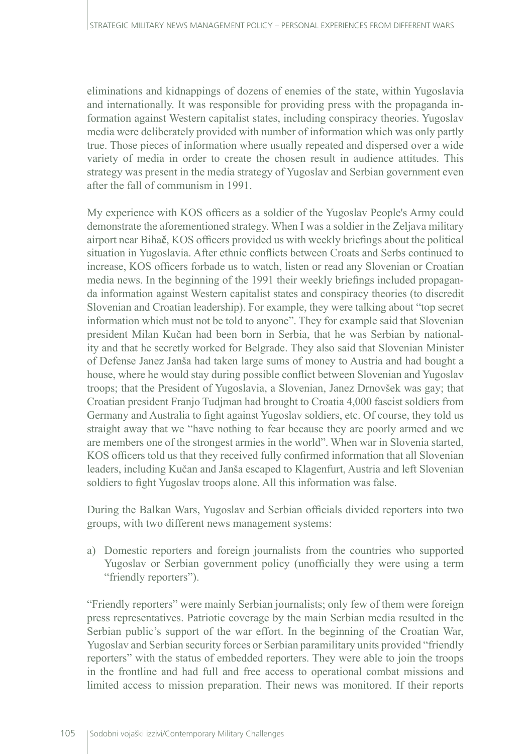eliminations and kidnappings of dozens of enemies of the state, within Yugoslavia and internationally. It was responsible for providing press with the propaganda information against Western capitalist states, including conspiracy theories. Yugoslav media were deliberately provided with number of information which was only partly true. Those pieces of information where usually repeated and dispersed over a wide variety of media in order to create the chosen result in audience attitudes. This strategy was present in the media strategy of Yugoslav and Serbian government even after the fall of communism in 1991.

My experience with KOS officers as a soldier of the Yugoslav People's Army could demonstrate the aforementioned strategy. When I was a soldier in the Zeljava military airport near Biha**č**, KOS officers provided us with weekly briefings about the political situation in Yugoslavia. After ethnic conflicts between Croats and Serbs continued to increase, KOS officers forbade us to watch, listen or read any Slovenian or Croatian media news. In the beginning of the 1991 their weekly briefings included propaganda information against Western capitalist states and conspiracy theories (to discredit Slovenian and Croatian leadership). For example, they were talking about "top secret information which must not be told to anyone". They for example said that Slovenian president Milan Kučan had been born in Serbia, that he was Serbian by nationality and that he secretly worked for Belgrade. They also said that Slovenian Minister of Defense Janez Janša had taken large sums of money to Austria and had bought a house, where he would stay during possible conflict between Slovenian and Yugoslav troops; that the President of Yugoslavia, a Slovenian, Janez Drnovšek was gay; that Croatian president Franjo Tudjman had brought to Croatia 4,000 fascist soldiers from Germany and Australia to fight against Yugoslav soldiers, etc. Of course, they told us straight away that we "have nothing to fear because they are poorly armed and we are members one of the strongest armies in the world". When war in Slovenia started, KOS officers told us that they received fully confirmed information that all Slovenian leaders, including Kučan and Janša escaped to Klagenfurt, Austria and left Slovenian soldiers to fight Yugoslav troops alone. All this information was false.

During the Balkan Wars, Yugoslav and Serbian officials divided reporters into two groups, with two different news management systems:

a) Domestic reporters and foreign journalists from the countries who supported Yugoslav or Serbian government policy (unofficially they were using a term "friendly reporters").

"Friendly reporters" were mainly Serbian journalists; only few of them were foreign press representatives. Patriotic coverage by the main Serbian media resulted in the Serbian public's support of the war effort. In the beginning of the Croatian War, Yugoslav and Serbian security forces or Serbian paramilitary units provided "friendly reporters" with the status of embedded reporters. They were able to join the troops in the frontline and had full and free access to operational combat missions and limited access to mission preparation. Their news was monitored. If their reports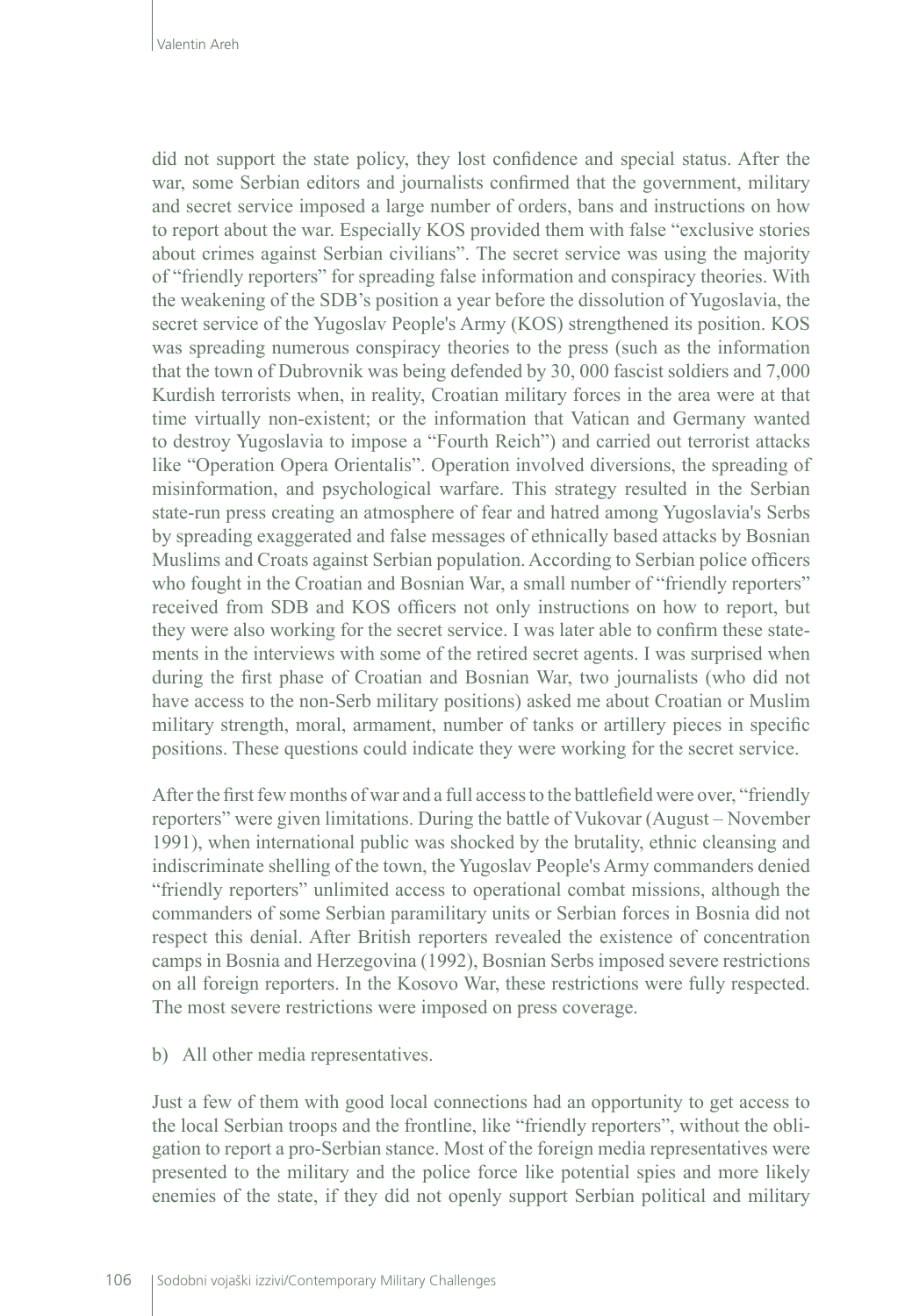did not support the state policy, they lost confidence and special status. After the war, some Serbian editors and journalists confirmed that the government, military and secret service imposed a large number of orders, bans and instructions on how to report about the war. Especially KOS provided them with false "exclusive stories about crimes against Serbian civilians". The secret service was using the majority of "friendly reporters" for spreading false information and conspiracy theories. With the weakening of the SDB's position a year before the dissolution of Yugoslavia, the secret service of the Yugoslav People's Army (KOS) strengthened its position. KOS was spreading numerous conspiracy theories to the press (such as the information that the town of Dubrovnik was being defended by 30, 000 fascist soldiers and 7,000 Kurdish terrorists when, in reality, Croatian military forces in the area were at that time virtually non-existent; or the information that Vatican and Germany wanted to destroy Yugoslavia to impose a "Fourth Reich") and carried out terrorist attacks like "Operation Opera Orientalis". Operation involved diversions, the spreading of misinformation, and psychological warfare. This strategy resulted in the Serbian state-run press creating an atmosphere of fear and hatred among Yugoslavia's Serbs by spreading exaggerated and false messages of ethnically based attacks by Bosnian Muslims and Croats against Serbian population. According to Serbian police officers who fought in the Croatian and Bosnian War, a small number of "friendly reporters" received from SDB and KOS officers not only instructions on how to report, but they were also working for the secret service. I was later able to confirm these statements in the interviews with some of the retired secret agents. I was surprised when during the first phase of Croatian and Bosnian War, two journalists (who did not have access to the non-Serb military positions) asked me about Croatian or Muslim military strength, moral, armament, number of tanks or artillery pieces in specific positions. These questions could indicate they were working for the secret service.

After the first few months of war and a full access to the battlefield were over, "friendly reporters" were given limitations. During the battle of Vukovar (August – November 1991), when international public was shocked by the brutality, ethnic cleansing and indiscriminate shelling of the town, the Yugoslav People's Army commanders denied "friendly reporters" unlimited access to operational combat missions, although the commanders of some Serbian paramilitary units or Serbian forces in Bosnia did not respect this denial. After British reporters revealed the existence of concentration camps in Bosnia and Herzegovina (1992), Bosnian Serbs imposed severe restrictions on all foreign reporters. In the Kosovo War, these restrictions were fully respected. The most severe restrictions were imposed on press coverage.

b) All other media representatives.

Just a few of them with good local connections had an opportunity to get access to the local Serbian troops and the frontline, like "friendly reporters", without the obligation to report a pro-Serbian stance. Most of the foreign media representatives were presented to the military and the police force like potential spies and more likely enemies of the state, if they did not openly support Serbian political and military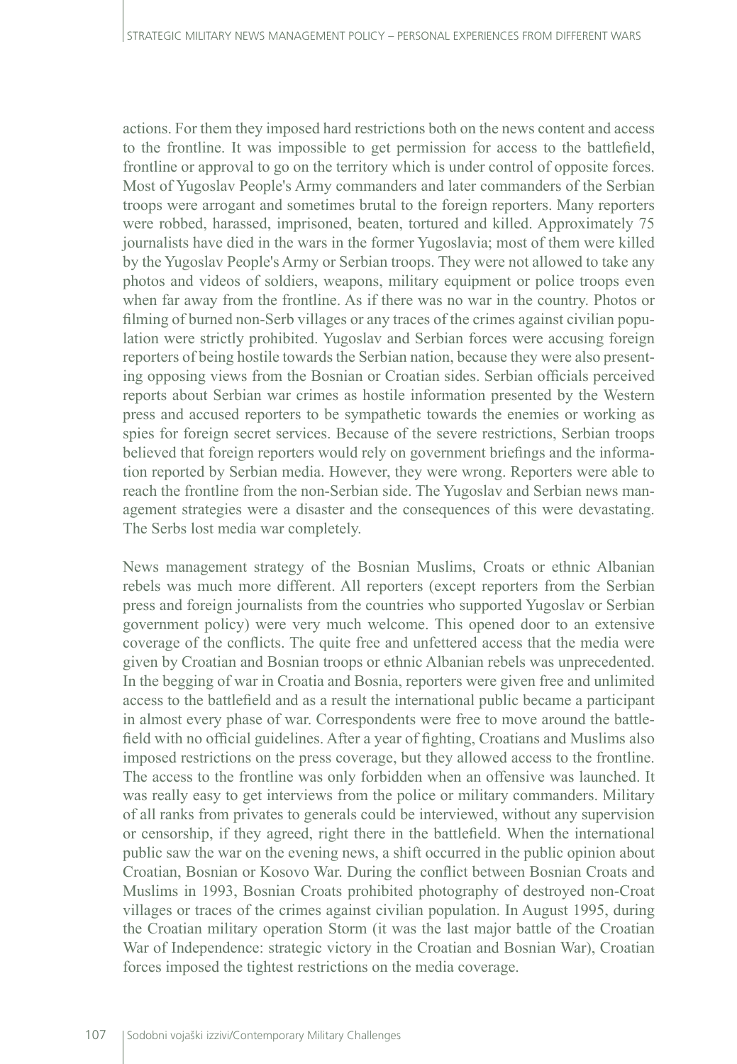actions. For them they imposed hard restrictions both on the news content and access to the frontline. It was impossible to get permission for access to the battlefield, frontline or approval to go on the territory which is under control of opposite forces. Most of Yugoslav People's Army commanders and later commanders of the Serbian troops were arrogant and sometimes brutal to the foreign reporters. Many reporters were robbed, harassed, imprisoned, beaten, tortured and killed. Approximately 75 journalists have died in the wars in the former Yugoslavia; most of them were killed by the Yugoslav People's Army or Serbian troops. They were not allowed to take any photos and videos of soldiers, weapons, military equipment or police troops even when far away from the frontline. As if there was no war in the country. Photos or filming of burned non-Serb villages or any traces of the crimes against civilian population were strictly prohibited. Yugoslav and Serbian forces were accusing foreign reporters of being hostile towards the Serbian nation, because they were also presenting opposing views from the Bosnian or Croatian sides. Serbian officials perceived reports about Serbian war crimes as hostile information presented by the Western press and accused reporters to be sympathetic towards the enemies or working as spies for foreign secret services. Because of the severe restrictions, Serbian troops believed that foreign reporters would rely on government briefings and the information reported by Serbian media. However, they were wrong. Reporters were able to reach the frontline from the non-Serbian side. The Yugoslav and Serbian news management strategies were a disaster and the consequences of this were devastating. The Serbs lost media war completely.

News management strategy of the Bosnian Muslims, Croats or ethnic Albanian rebels was much more different. All reporters (except reporters from the Serbian press and foreign journalists from the countries who supported Yugoslav or Serbian government policy) were very much welcome. This opened door to an extensive coverage of the conflicts. The quite free and unfettered access that the media were given by Croatian and Bosnian troops or ethnic Albanian rebels was unprecedented. In the begging of war in Croatia and Bosnia, reporters were given free and unlimited access to the battlefield and as a result the international public became a participant in almost every phase of war. Correspondents were free to move around the battlefield with no official guidelines. After a year of fighting, Croatians and Muslims also imposed restrictions on the press coverage, but they allowed access to the frontline. The access to the frontline was only forbidden when an offensive was launched. It was really easy to get interviews from the police or military commanders. Military of all ranks from privates to generals could be interviewed, without any supervision or censorship, if they agreed, right there in the battlefield. When the international public saw the war on the evening news, a shift occurred in the public opinion about Croatian, Bosnian or Kosovo War. During the conflict between Bosnian Croats and Muslims in 1993, Bosnian Croats prohibited photography of destroyed non-Croat villages or traces of the crimes against civilian population. In August 1995, during the Croatian military operation Storm (it was the last major battle of the Croatian War of Independence: strategic victory in the Croatian and Bosnian War), Croatian forces imposed the tightest restrictions on the media coverage.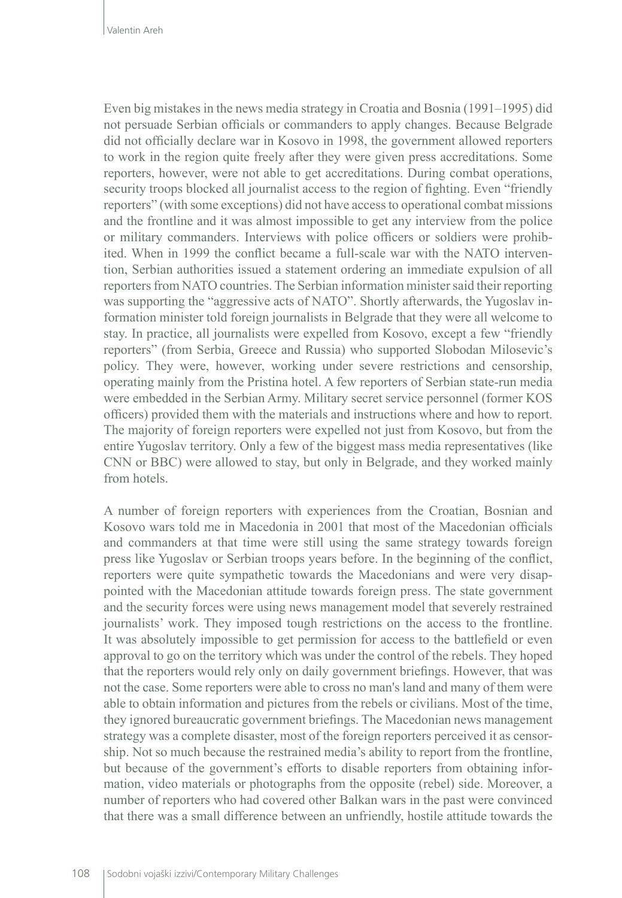Even big mistakes in the news media strategy in Croatia and Bosnia (1991–1995) did not persuade Serbian officials or commanders to apply changes. Because Belgrade did not officially declare war in Kosovo in 1998, the government allowed reporters to work in the region quite freely after they were given press accreditations. Some reporters, however, were not able to get accreditations. During combat operations, security troops blocked all journalist access to the region of fighting. Even "friendly reporters" (with some exceptions) did not have access to operational combat missions and the frontline and it was almost impossible to get any interview from the police or military commanders. Interviews with police officers or soldiers were prohibited. When in 1999 the conflict became a full-scale war with the NATO intervention, Serbian authorities issued a statement ordering an immediate expulsion of all reporters from NATO countries. The Serbian information minister said their reporting was supporting the "aggressive acts of NATO". Shortly afterwards, the Yugoslav information minister told foreign journalists in Belgrade that they were all welcome to stay. In practice, all journalists were expelled from Kosovo, except a few "friendly reporters" (from Serbia, Greece and Russia) who supported Slobodan Milosevic's policy. They were, however, working under severe restrictions and censorship, operating mainly from the Pristina hotel. A few reporters of Serbian state-run media were embedded in the Serbian Army. Military secret service personnel (former KOS officers) provided them with the materials and instructions where and how to report. The majority of foreign reporters were expelled not just from Kosovo, but from the entire Yugoslav territory. Only a few of the biggest mass media representatives (like CNN or BBC) were allowed to stay, but only in Belgrade, and they worked mainly from hotels.

A number of foreign reporters with experiences from the Croatian, Bosnian and Kosovo wars told me in Macedonia in 2001 that most of the Macedonian officials and commanders at that time were still using the same strategy towards foreign press like Yugoslav or Serbian troops years before. In the beginning of the conflict, reporters were quite sympathetic towards the Macedonians and were very disappointed with the Macedonian attitude towards foreign press. The state government and the security forces were using news management model that severely restrained journalists' work. They imposed tough restrictions on the access to the frontline. It was absolutely impossible to get permission for access to the battlefield or even approval to go on the territory which was under the control of the rebels. They hoped that the reporters would rely only on daily government briefings. However, that was not the case. Some reporters were able to cross no man's land and many of them were able to obtain information and pictures from the rebels or civilians. Most of the time, they ignored bureaucratic government briefings. The Macedonian news management strategy was a complete disaster, most of the foreign reporters perceived it as censorship. Not so much because the restrained media's ability to report from the frontline, but because of the government's efforts to disable reporters from obtaining information, video materials or photographs from the opposite (rebel) side. Moreover, a number of reporters who had covered other Balkan wars in the past were convinced that there was a small difference between an unfriendly, hostile attitude towards the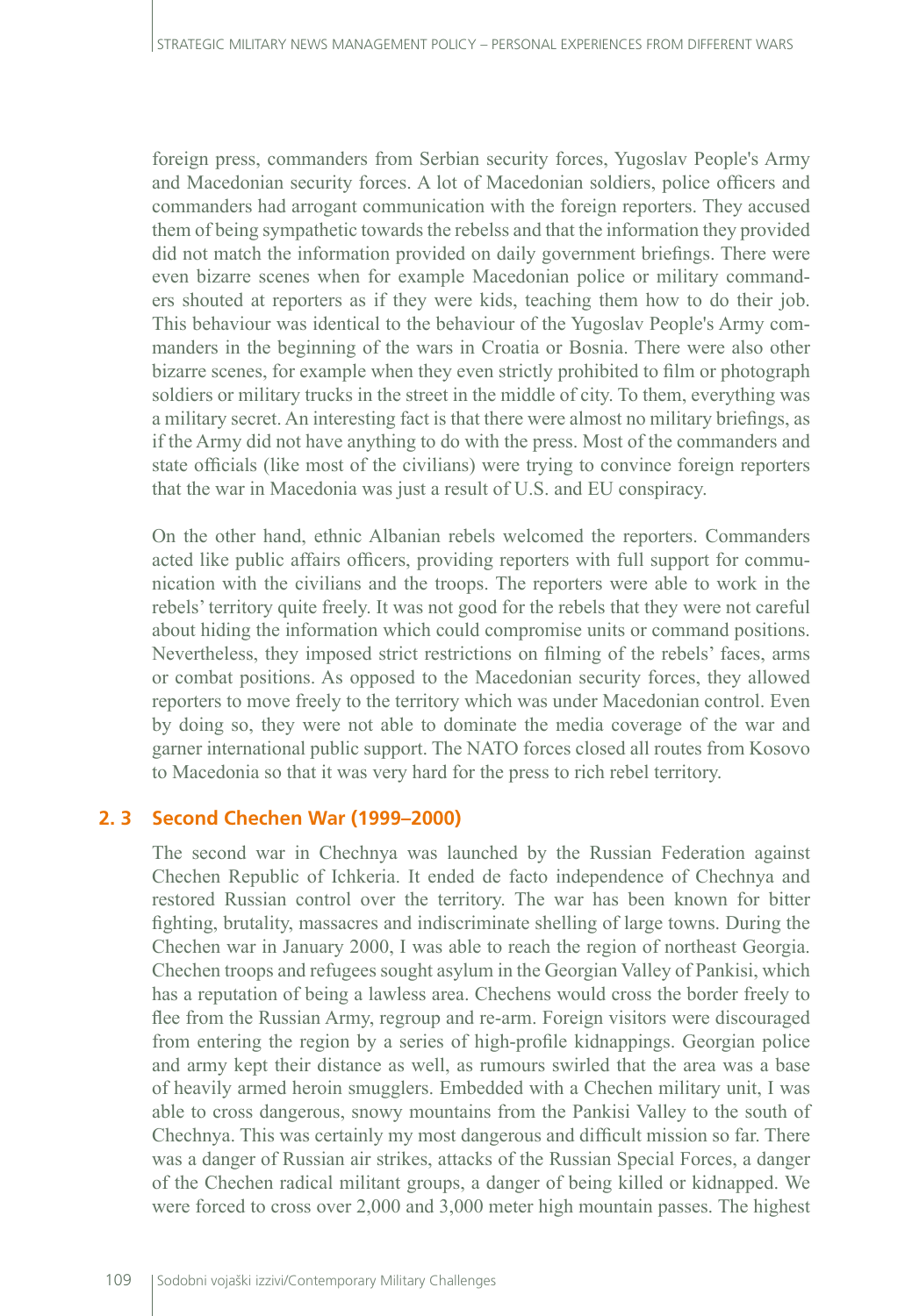foreign press, commanders from Serbian security forces, Yugoslav People's Army and Macedonian security forces. A lot of Macedonian soldiers, police officers and commanders had arrogant communication with the foreign reporters. They accused them of being sympathetic towards the rebelss and that the information they provided did not match the information provided on daily government briefings. There were even bizarre scenes when for example Macedonian police or military commanders shouted at reporters as if they were kids, teaching them how to do their job. This behaviour was identical to the behaviour of the Yugoslav People's Army commanders in the beginning of the wars in Croatia or Bosnia. There were also other bizarre scenes, for example when they even strictly prohibited to film or photograph soldiers or military trucks in the street in the middle of city. To them, everything was a military secret. An interesting fact is that there were almost no military briefings, as if the Army did not have anything to do with the press. Most of the commanders and state officials (like most of the civilians) were trying to convince foreign reporters that the war in Macedonia was just a result of U.S. and EU conspiracy.

On the other hand, ethnic Albanian rebels welcomed the reporters. Commanders acted like public affairs officers, providing reporters with full support for communication with the civilians and the troops. The reporters were able to work in the rebels' territory quite freely. It was not good for the rebels that they were not careful about hiding the information which could compromise units or command positions. Nevertheless, they imposed strict restrictions on filming of the rebels' faces, arms or combat positions. As opposed to the Macedonian security forces, they allowed reporters to move freely to the territory which was under Macedonian control. Even by doing so, they were not able to dominate the media coverage of the war and garner international public support. The NATO forces closed all routes from Kosovo to Macedonia so that it was very hard for the press to rich rebel territory.

## 2. 3 Second Chechen War (1999–2000)

The second war in Chechnya was launched by the Russian Federation against Chechen Republic of Ichkeria. It ended de facto independence of Chechnya and restored Russian control over the territory. The war has been known for bitter fighting, brutality, massacres and indiscriminate shelling of large towns. During the Chechen war in January 2000, I was able to reach the region of northeast Georgia. Chechen troops and refugees sought asylum in the Georgian Valley of Pankisi, which has a reputation of being a lawless area. Chechens would cross the border freely to flee from the Russian Army, regroup and re-arm. Foreign visitors were discouraged from entering the region by a series of high-profile kidnappings. Georgian police and army kept their distance as well, as rumours swirled that the area was a base of heavily armed heroin smugglers. Embedded with a Chechen military unit, I was able to cross dangerous, snowy mountains from the Pankisi Valley to the south of Chechnya. This was certainly my most dangerous and difficult mission so far. There was a danger of Russian air strikes, attacks of the Russian Special Forces, a danger of the Chechen radical militant groups, a danger of being killed or kidnapped. We were forced to cross over 2,000 and 3,000 meter high mountain passes. The highest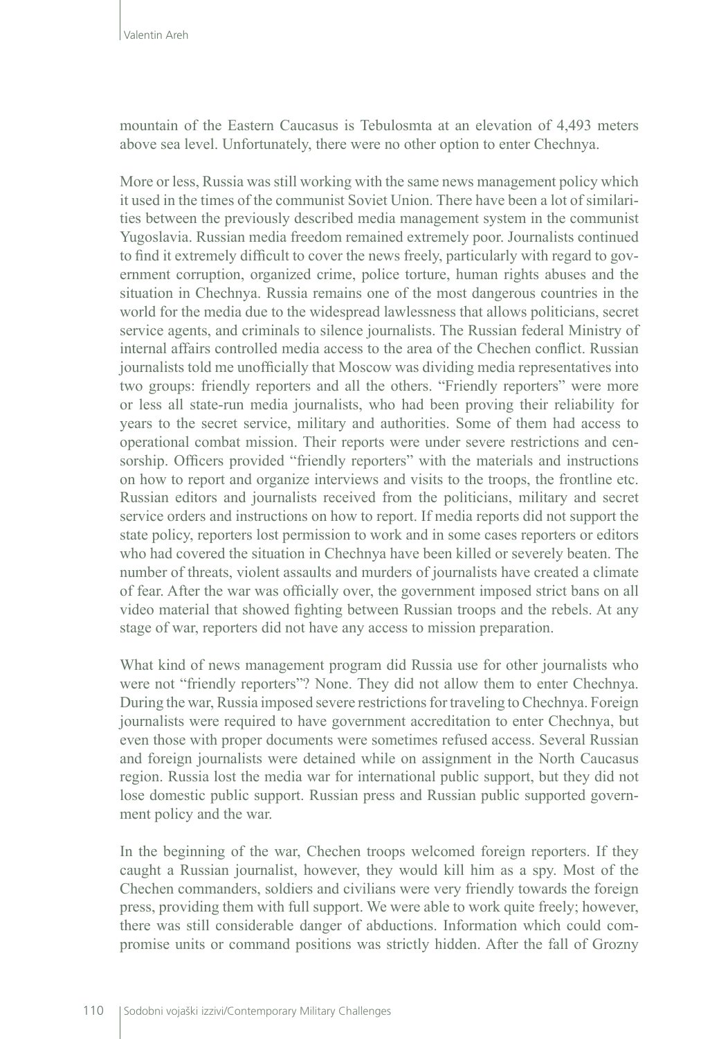mountain of the Eastern Caucasus is Tebulosmta at an elevation of 4,493 meters above sea level. Unfortunately, there were no other option to enter Chechnya.

More or less, Russia was still working with the same news management policy which it used in the times of the communist Soviet Union. There have been a lot of similarities between the previously described media management system in the communist Yugoslavia. Russian media freedom remained extremely poor. Journalists continued to find it extremely difficult to cover the news freely, particularly with regard to government corruption, organized crime, police torture, human rights abuses and the situation in Chechnya. Russia remains one of the most dangerous countries in the world for the media due to the widespread lawlessness that allows politicians, secret service agents, and criminals to silence journalists. The Russian federal Ministry of internal affairs controlled media access to the area of the Chechen conflict. Russian journalists told me unofficially that Moscow was dividing media representatives into two groups: friendly reporters and all the others. "Friendly reporters" were more or less all state-run media journalists, who had been proving their reliability for years to the secret service, military and authorities. Some of them had access to operational combat mission. Their reports were under severe restrictions and censorship. Officers provided "friendly reporters" with the materials and instructions on how to report and organize interviews and visits to the troops, the frontline etc. Russian editors and journalists received from the politicians, military and secret service orders and instructions on how to report. If media reports did not support the state policy, reporters lost permission to work and in some cases reporters or editors who had covered the situation in Chechnya have been killed or severely beaten. The number of threats, violent assaults and murders of journalists have created a climate of fear. After the war was officially over, the government imposed strict bans on all video material that showed fighting between Russian troops and the rebels. At any stage of war, reporters did not have any access to mission preparation.

What kind of news management program did Russia use for other journalists who were not "friendly reporters"? None. They did not allow them to enter Chechnya. During the war, Russia imposed severe restrictions for traveling to Chechnya. Foreign journalists were required to have government accreditation to enter Chechnya, but even those with proper documents were sometimes refused access. Several Russian and foreign journalists were detained while on assignment in the North Caucasus region. Russia lost the media war for international public support, but they did not lose domestic public support. Russian press and Russian public supported government policy and the war.

In the beginning of the war, Chechen troops welcomed foreign reporters. If they caught a Russian journalist, however, they would kill him as a spy. Most of the Chechen commanders, soldiers and civilians were very friendly towards the foreign press, providing them with full support. We were able to work quite freely; however, there was still considerable danger of abductions. Information which could compromise units or command positions was strictly hidden. After the fall of Grozny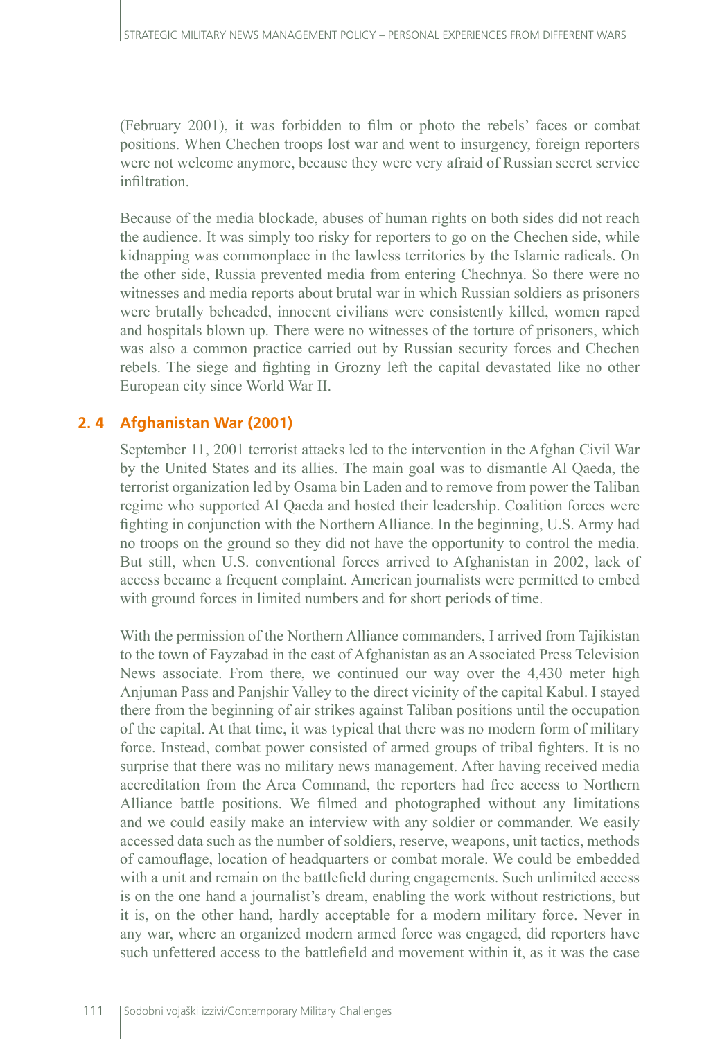(February 2001), it was forbidden to film or photo the rebels' faces or combat positions. When Chechen troops lost war and went to insurgency, foreign reporters were not welcome anymore, because they were very afraid of Russian secret service infiltration.

Because of the media blockade, abuses of human rights on both sides did not reach the audience. It was simply too risky for reporters to go on the Chechen side, while kidnapping was commonplace in the lawless territories by the Islamic radicals. On the other side, Russia prevented media from entering Chechnya. So there were no witnesses and media reports about brutal war in which Russian soldiers as prisoners were brutally beheaded, innocent civilians were consistently killed, women raped and hospitals blown up. There were no witnesses of the torture of prisoners, which was also a common practice carried out by Russian security forces and Chechen rebels. The siege and fighting in Grozny left the capital devastated like no other European city since World War II.

## 2. 4 Afghanistan War (2001)

September 11, 2001 terrorist attacks led to the intervention in the Afghan Civil War by the United States and its allies. The main goal was to dismantle Al Qaeda, the terrorist organization led by Osama bin Laden and to remove from power the Taliban regime who supported Al Qaeda and hosted their leadership. Coalition forces were fighting in conjunction with the Northern Alliance. In the beginning, U.S. Army had no troops on the ground so they did not have the opportunity to control the media. But still, when U.S. conventional forces arrived to Afghanistan in 2002, lack of access became a frequent complaint. American journalists were permitted to embed with ground forces in limited numbers and for short periods of time.

With the permission of the Northern Alliance commanders, I arrived from Tajikistan to the town of Fayzabad in the east of Afghanistan as an Associated Press Television News associate. From there, we continued our way over the 4,430 meter high Anjuman Pass and Panjshir Valley to the direct vicinity of the capital Kabul. I stayed there from the beginning of air strikes against Taliban positions until the occupation of the capital. At that time, it was typical that there was no modern form of military force. Instead, combat power consisted of armed groups of tribal fighters. It is no surprise that there was no military news management. After having received media accreditation from the Area Command, the reporters had free access to Northern Alliance battle positions. We filmed and photographed without any limitations and we could easily make an interview with any soldier or commander. We easily accessed data such as the number of soldiers, reserve, weapons, unit tactics, methods of camouflage, location of headquarters or combat morale. We could be embedded with a unit and remain on the battlefield during engagements. Such unlimited access is on the one hand a journalist's dream, enabling the work without restrictions, but it is, on the other hand, hardly acceptable for a modern military force. Never in any war, where an organized modern armed force was engaged, did reporters have such unfettered access to the battlefield and movement within it, as it was the case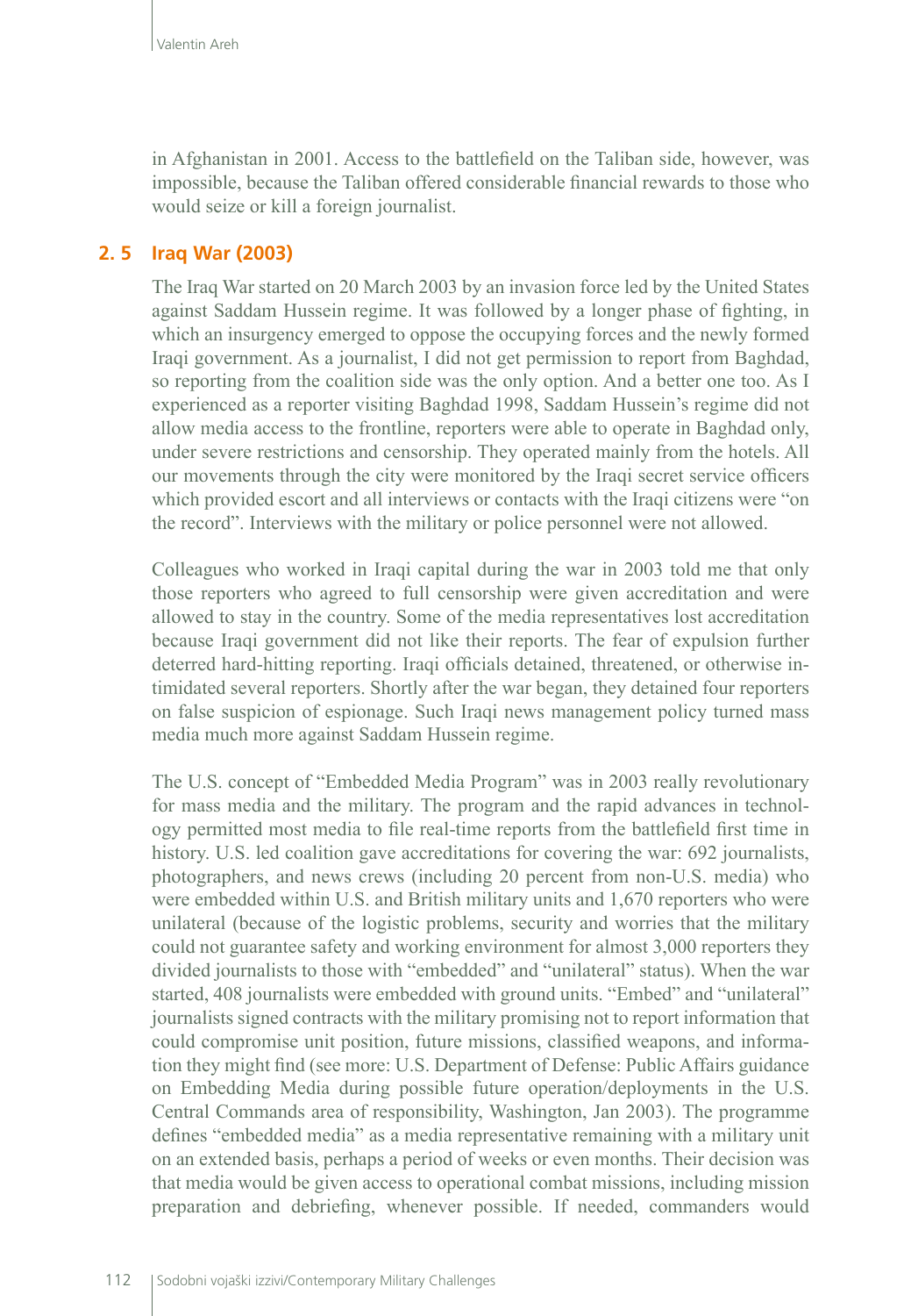in Afghanistan in 2001. Access to the battlefield on the Taliban side, however, was impossible, because the Taliban offered considerable financial rewards to those who would seize or kill a foreign journalist.

## 2. 5 Iraq War (2003)

The Iraq War started on 20 March 2003 by an invasion force led by the United States against Saddam Hussein regime. It was followed by a longer phase of fighting, in which an insurgency emerged to oppose the occupying forces and the newly formed Iraqi government. As a journalist, I did not get permission to report from Baghdad, so reporting from the coalition side was the only option. And a better one too. As I experienced as a reporter visiting Baghdad 1998, Saddam Hussein's regime did not allow media access to the frontline, reporters were able to operate in Baghdad only, under severe restrictions and censorship. They operated mainly from the hotels. All our movements through the city were monitored by the Iraqi secret service officers which provided escort and all interviews or contacts with the Iraqi citizens were "on the record". Interviews with the military or police personnel were not allowed.

Colleagues who worked in Iraqi capital during the war in 2003 told me that only those reporters who agreed to full censorship were given accreditation and were allowed to stay in the country. Some of the media representatives lost accreditation because Iraqi government did not like their reports. The fear of expulsion further deterred hard-hitting reporting. Iraqi officials detained, threatened, or otherwise intimidated several reporters. Shortly after the war began, they detained four reporters on false suspicion of espionage. Such Iraqi news management policy turned mass media much more against Saddam Hussein regime.

The U.S. concept of "Embedded Media Program" was in 2003 really revolutionary for mass media and the military. The program and the rapid advances in technology permitted most media to file real-time reports from the battlefield first time in history. U.S. led coalition gave accreditations for covering the war: 692 journalists, photographers, and news crews (including 20 percent from non-U.S. media) who were embedded within U.S. and British military units and 1,670 reporters who were unilateral (because of the logistic problems, security and worries that the military could not guarantee safety and working environment for almost 3,000 reporters they divided journalists to those with "embedded" and "unilateral" status). When the war started, 408 journalists were embedded with ground units. "Embed" and "unilateral" journalists signed contracts with the military promising not to report information that could compromise unit position, future missions, classified weapons, and information they might find (see more: U.S. Department of Defense: Public Affairs guidance on Embedding Media during possible future operation/deployments in the U.S. Central Commands area of responsibility, Washington, Jan 2003). The programme defines "embedded media" as a media representative remaining with a military unit on an extended basis, perhaps a period of weeks or even months. Their decision was that media would be given access to operational combat missions, including mission preparation and debriefing, whenever possible. If needed, commanders would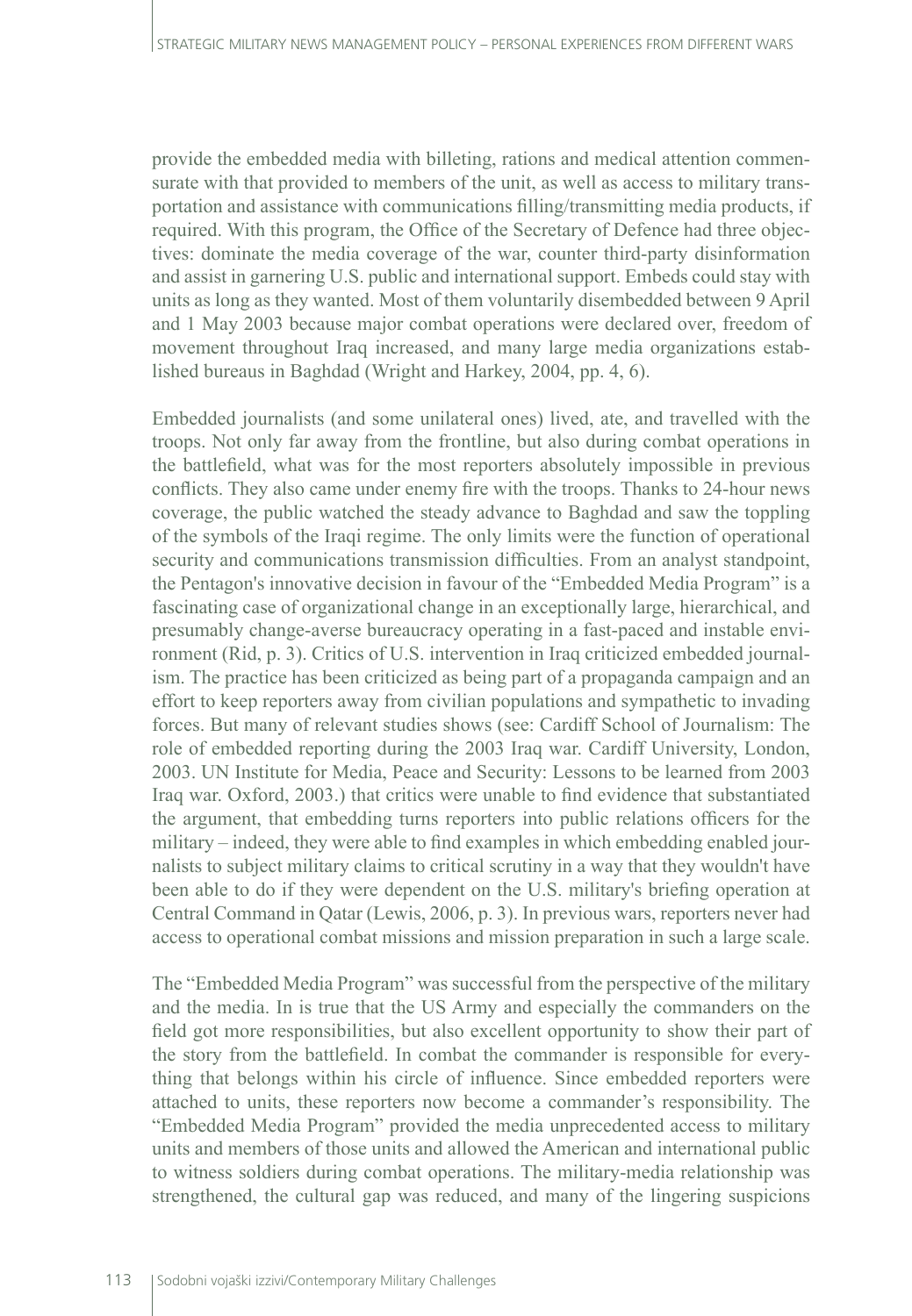provide the embedded media with billeting, rations and medical attention commensurate with that provided to members of the unit, as well as access to military transportation and assistance with communications filling/transmitting media products, if required. With this program, the Office of the Secretary of Defence had three objectives: dominate the media coverage of the war, counter third-party disinformation and assist in garnering U.S. public and international support. Embeds could stay with units as long as they wanted. Most of them voluntarily disembedded between 9 April and 1 May 2003 because major combat operations were declared over, freedom of movement throughout Iraq increased, and many large media organizations established bureaus in Baghdad (Wright and Harkey, 2004, pp. 4, 6).

Embedded journalists (and some unilateral ones) lived, ate, and travelled with the troops. Not only far away from the frontline, but also during combat operations in the battlefield, what was for the most reporters absolutely impossible in previous conflicts. They also came under enemy fire with the troops. Thanks to 24-hour news coverage, the public watched the steady advance to Baghdad and saw the toppling of the symbols of the Iraqi regime. The only limits were the function of operational security and communications transmission difficulties. From an analyst standpoint, the Pentagon's innovative decision in favour of the "Embedded Media Program" is a fascinating case of organizational change in an exceptionally large, hierarchical, and presumably change-averse bureaucracy operating in a fast-paced and instable environment (Rid, p. 3). Critics of U.S. intervention in Iraq criticized embedded journalism. The practice has been criticized as being part of a propaganda campaign and an effort to keep reporters away from civilian populations and sympathetic to invading forces. But many of relevant studies shows (see: Cardiff School of Journalism: The role of embedded reporting during the 2003 Iraq war. Cardiff University, London, 2003. UN Institute for Media, Peace and Security: Lessons to be learned from 2003 Iraq war. Oxford, 2003.) that critics were unable to find evidence that substantiated the argument, that embedding turns reporters into public relations officers for the military – indeed, they were able to find examples in which embedding enabled journalists to subject military claims to critical scrutiny in a way that they wouldn't have been able to do if they were dependent on the U.S. military's briefing operation at Central Command in Qatar (Lewis, 2006, p. 3). In previous wars, reporters never had access to operational combat missions and mission preparation in such a large scale.

The "Embedded Media Program" was successful from the perspective of the military and the media. In is true that the US Army and especially the commanders on the field got more responsibilities, but also excellent opportunity to show their part of the story from the battlefield. In combat the commander is responsible for everything that belongs within his circle of influence. Since embedded reporters were attached to units, these reporters now become a commander's responsibility. The "Embedded Media Program" provided the media unprecedented access to military units and members of those units and allowed the American and international public to witness soldiers during combat operations. The military-media relationship was strengthened, the cultural gap was reduced, and many of the lingering suspicions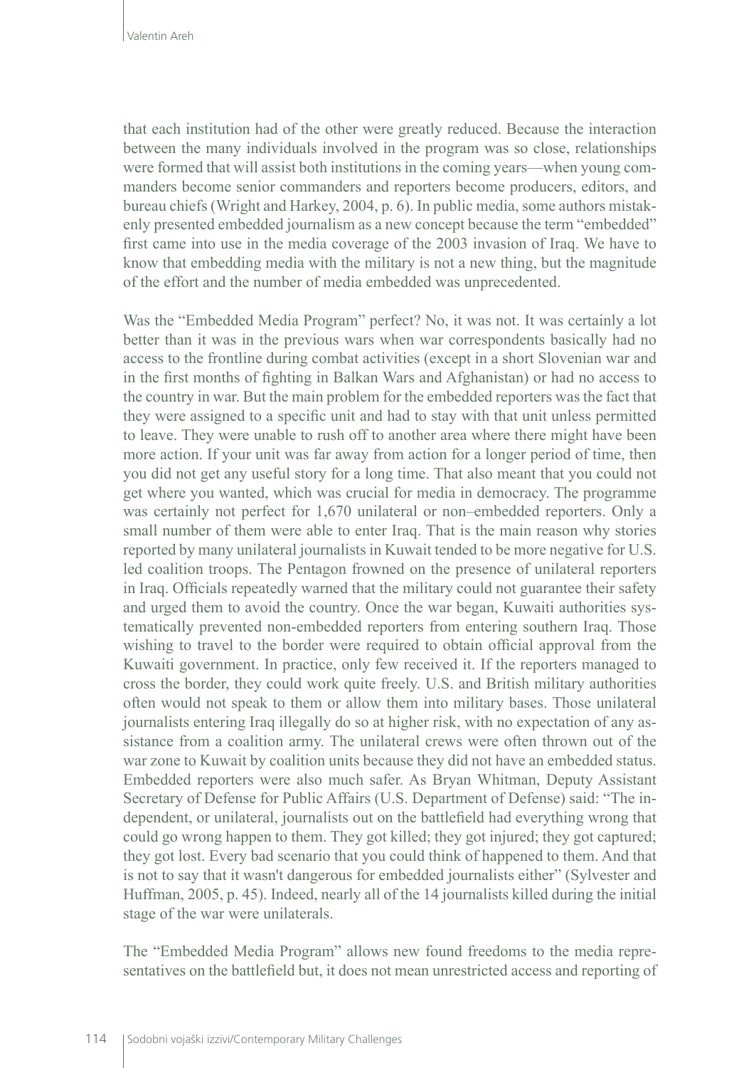that each institution had of the other were greatly reduced. Because the interaction between the many individuals involved in the program was so close, relationships were formed that will assist both institutions in the coming years—when young commanders become senior commanders and reporters become producers, editors, and bureau chiefs (Wright and Harkey, 2004, p. 6). In public media, some authors mistakenly presented embedded journalism as a new concept because the term "embedded" first came into use in the media coverage of the 2003 invasion of Iraq. We have to know that embedding media with the military is not a new thing, but the magnitude of the effort and the number of media embedded was unprecedented.

Was the "Embedded Media Program" perfect? No, it was not. It was certainly a lot better than it was in the previous wars when war correspondents basically had no access to the frontline during combat activities (except in a short Slovenian war and in the first months of fighting in Balkan Wars and Afghanistan) or had no access to the country in war. But the main problem for the embedded reporters was the fact that they were assigned to a specific unit and had to stay with that unit unless permitted to leave. They were unable to rush off to another area where there might have been more action. If your unit was far away from action for a longer period of time, then you did not get any useful story for a long time. That also meant that you could not get where you wanted, which was crucial for media in democracy. The programme was certainly not perfect for 1,670 unilateral or non–embedded reporters. Only a small number of them were able to enter Iraq. That is the main reason why stories reported by many unilateral journalists in Kuwait tended to be more negative for U.S. led coalition troops. The Pentagon frowned on the presence of unilateral reporters in Iraq. Officials repeatedly warned that the military could not guarantee their safety and urged them to avoid the country. Once the war began, Kuwaiti authorities systematically prevented non-embedded reporters from entering southern Iraq. Those wishing to travel to the border were required to obtain official approval from the Kuwaiti government. In practice, only few received it. If the reporters managed to cross the border, they could work quite freely. U.S. and British military authorities often would not speak to them or allow them into military bases. Those unilateral journalists entering Iraq illegally do so at higher risk, with no expectation of any assistance from a coalition army. The unilateral crews were often thrown out of the war zone to Kuwait by coalition units because they did not have an embedded status. Embedded reporters were also much safer. As Bryan Whitman, Deputy Assistant Secretary of Defense for Public Affairs (U.S. Department of Defense) said: "The independent, or unilateral, journalists out on the battlefield had everything wrong that could go wrong happen to them. They got killed; they got injured; they got captured; they got lost. Every bad scenario that you could think of happened to them. And that is not to say that it wasn't dangerous for embedded journalists either" (Sylvester and Huffman, 2005, p. 45). Indeed, nearly all of the 14 journalists killed during the initial stage of the war were unilaterals.

The "Embedded Media Program" allows new found freedoms to the media representatives on the battlefield but, it does not mean unrestricted access and reporting of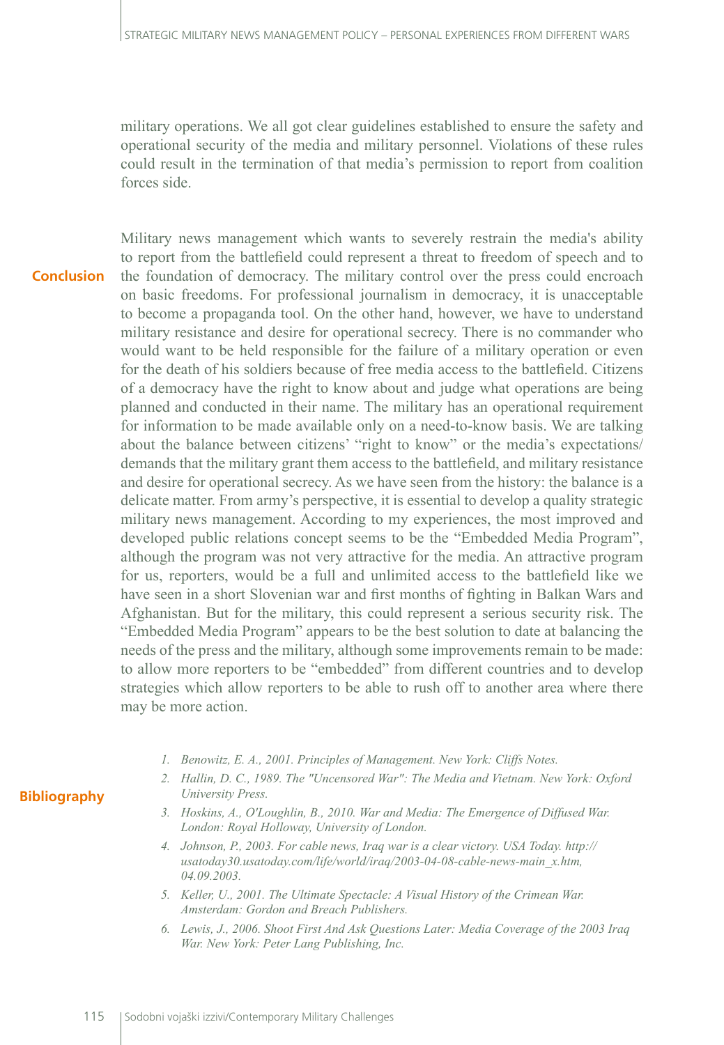military operations. We all got clear guidelines established to ensure the safety and operational security of the media and military personnel. Violations of these rules could result in the termination of that media's permission to report from coalition forces side.

## Conclusion

Military news management which wants to severely restrain the media's ability to report from the battlefield could represent a threat to freedom of speech and to the foundation of democracy. The military control over the press could encroach on basic freedoms. For professional journalism in democracy, it is unacceptable to become a propaganda tool. On the other hand, however, we have to understand military resistance and desire for operational secrecy. There is no commander who would want to be held responsible for the failure of a military operation or even for the death of his soldiers because of free media access to the battlefield. Citizens of a democracy have the right to know about and judge what operations are being planned and conducted in their name. The military has an operational requirement for information to be made available only on a need-to-know basis. We are talking about the balance between citizens' "right to know" or the media's expectations/demands that the military grant them access to the battlefield, and military resistance and desire for operational secrecy. As we have seen from the history: the balance is a delicate matter. From army's perspective, it is essential to develop a quality strategic military news management. According to my experiences, the most improved and developed public relations concept seems to be the "Embedded Media Program", although the program was not very attractive for the media. An attractive program for us, reporters, would be a full and unlimited access to the battlefield like we have seen in a short Slovenian war and first months of fighting in Balkan Wars and Afghanistan. But for the military, this could represent a serious security risk. The "Embedded Media Program" appears to be the best solution to date at balancing the needs of the press and the military, although some improvements remain to be made: to allow more reporters to be "embedded" from different countries and to develop strategies which allow reporters to be able to rush off to another area where there may be more action.

## Bibliography

1. *Benowitz, E. A., 2001. Principles of Management. New York: Cliffs Notes.*
2. *Hallin, D. C., 1989. The "Uncensored War": The Media and Vietnam. New York: Oxford University Press.*
3. *Hoskins, A., O'Loughlin, B., 2010. War and Media: The Emergence of Diffused War. London: Royal Holloway, University of London.*
4. *Johnson, P., 2003. For cable news, Iraq war is a clear victory. USA Today. http://usatoday30.usatoday.com/life/world/iraq/2003-04-08-cable-news-main_x.htm, 04.09.2003.*
5. *Keller, U., 2001. The Ultimate Spectacle: A Visual History of the Crimean War. Amsterdam: Gordon and Breach Publishers.*
6. *Lewis, J., 2006. Shoot First And Ask Questions Later: Media Coverage of the 2003 Iraq War. New York: Peter Lang Publishing, Inc.*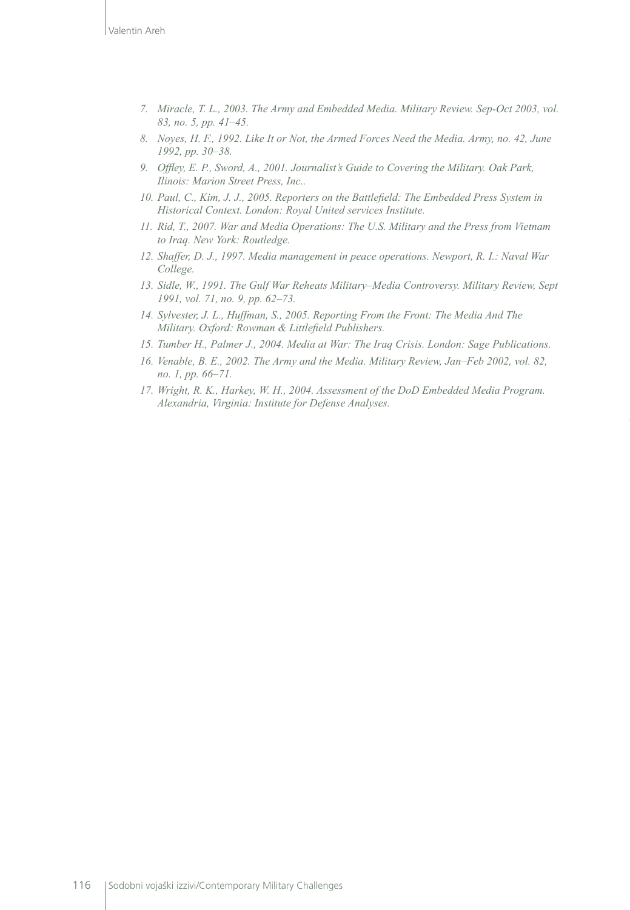7. *Miracle, T. L., 2003. The Army and Embedded Media. Military Review. Sep-Oct 2003, vol. 83, no. 5, pp. 41–45.*
8. *Noyes, H. F., 1992. Like It or Not, the Armed Forces Need the Media. Army, no. 42, June 1992, pp. 30–38.*
9. *Offley, E. P., Sword, A., 2001. Journalist's Guide to Covering the Military. Oak Park, Ilinois: Marion Street Press, Inc..*
10. *Paul, C., Kim, J. J., 2005. Reporters on the Battlefield: The Embedded Press System in Historical Context. London: Royal United services Institute.*
11. *Rid, T., 2007. War and Media Operations: The U.S. Military and the Press from Vietnam to Iraq. New York: Routledge.*
12. *Shaffer, D. J., 1997. Media management in peace operations. Newport, R. I.: Naval War College.*
13. *Sidle, W., 1991. The Gulf War Reheats Military–Media Controversy. Military Review, Sept 1991, vol. 71, no. 9, pp. 62–73.*
14. *Sylvester, J. L., Huffman, S., 2005. Reporting From the Front: The Media And The Military. Oxford: Rowman & Littlefield Publishers.*
15. *Tumber H., Palmer J., 2004. Media at War: The Iraq Crisis. London: Sage Publications.*
16. *Venable, B. E., 2002. The Army and the Media. Military Review, Jan–Feb 2002, vol. 82, no. 1, pp. 66–71.*
17. *Wright, R. K., Harkey, W. H., 2004. Assessment of the DoD Embedded Media Program. Alexandria, Virginia: Institute for Defense Analyses.*